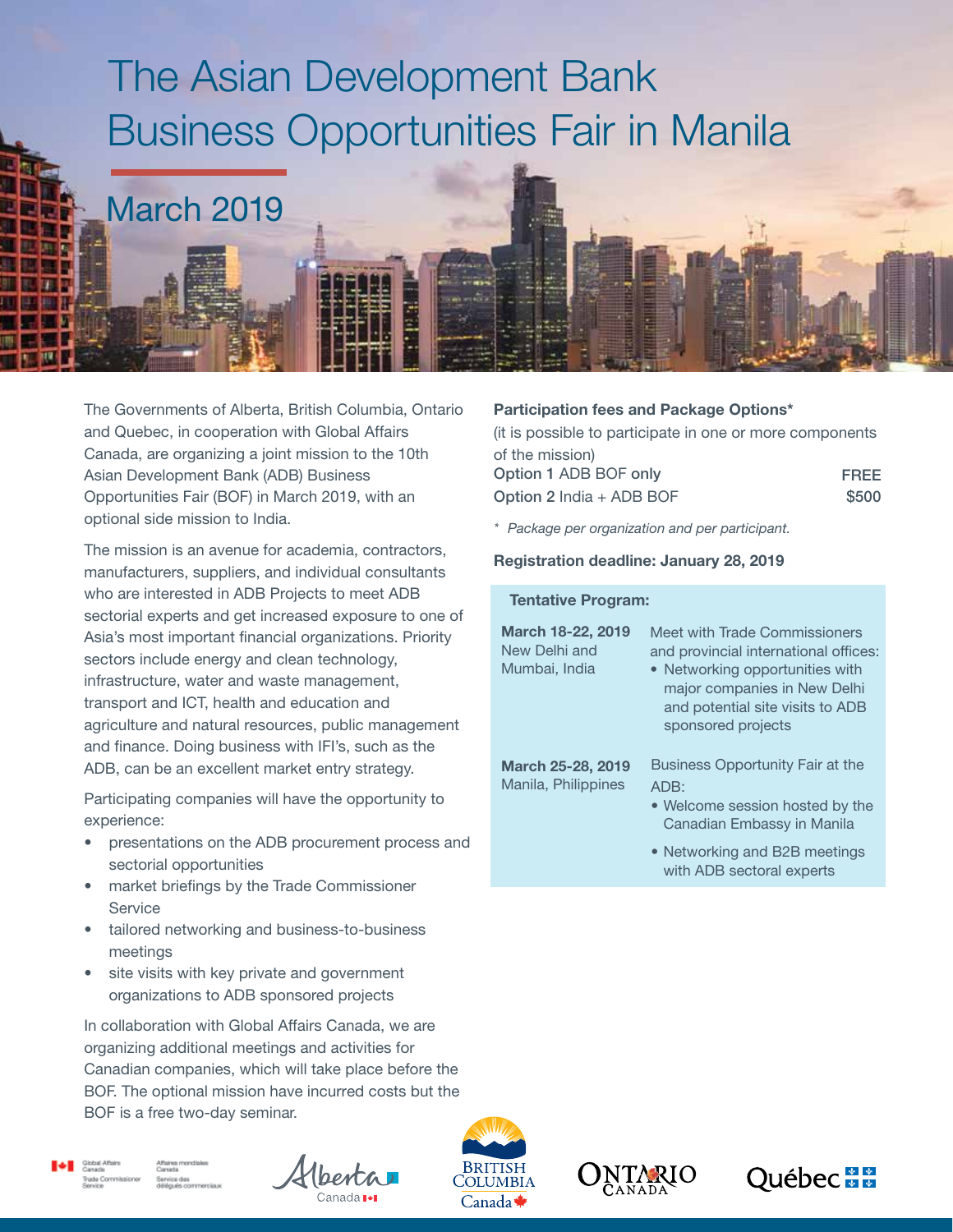# The Asian Development Bank Business Opportunities Fair in Manila

## March 2019

The Governments of Alberta, British Columbia, Ontario and Quebec, in cooperation with Global Affairs Canada, are organizing a joint mission to the 10th Asian Development Bank (ADB) Business Opportunities Fair (BOF) in March 2019, with an optional side mission to India.

The mission is an avenue for academia, contractors, manufacturers, suppliers, and individual consultants who are interested in ADB Projects to meet ADB sectorial experts and get increased exposure to one of Asia's most important financial organizations. Priority sectors include energy and clean technology, infrastructure, water and waste management, transport and ICT, health and education and agriculture and natural resources, public management and finance. Doing business with IFI's, such as the ADB, can be an excellent market entry strategy.

Participating companies will have the opportunity to experience:

- presentations on the ADB procurement process and sectorial opportunities
- market briefings by the Trade Commissioner Service
- tailored networking and business-to-business meetings
- site visits with key private and government organizations to ADB sponsored projects

In collaboration with Global Affairs Canada, we are organizing additional meetings and activities for Canadian companies, which will take place before the BOF. The optional mission have incurred costs but the BOF is a free two-day seminar.

**Participation fees and Package Options***

(it is possible to participate in one or more components of the mission)

| | |
|---|---|
| **Option 1** ADB BOF only | FREE |
| **Option 2** India + ADB BOF | $500 |

*\* Package per organization and per participant.*

**Registration deadline: January 28, 2019**

**Tentative Program:**

| | |
|---|---|
| **March 18-22, 2019**<br>New Delhi and Mumbai, India | Meet with Trade Commissioners and provincial international offices:<br>• Networking opportunities with major companies in New Delhi and potential site visits to ADB sponsored projects |
| **March 25-28, 2019**<br>Manila, Philippines | Business Opportunity Fair at the ADB:<br>• Welcome session hosted by the Canadian Embassy in Manila<br>• Networking and B2B meetings with ADB sectoral experts |

Global Affairs Canada / Affaires mondiales Canada — Trade Commissioner Service / Service des délégués commerciaux

Alberta Canada

British Columbia Canada

Ontario Canada

Québec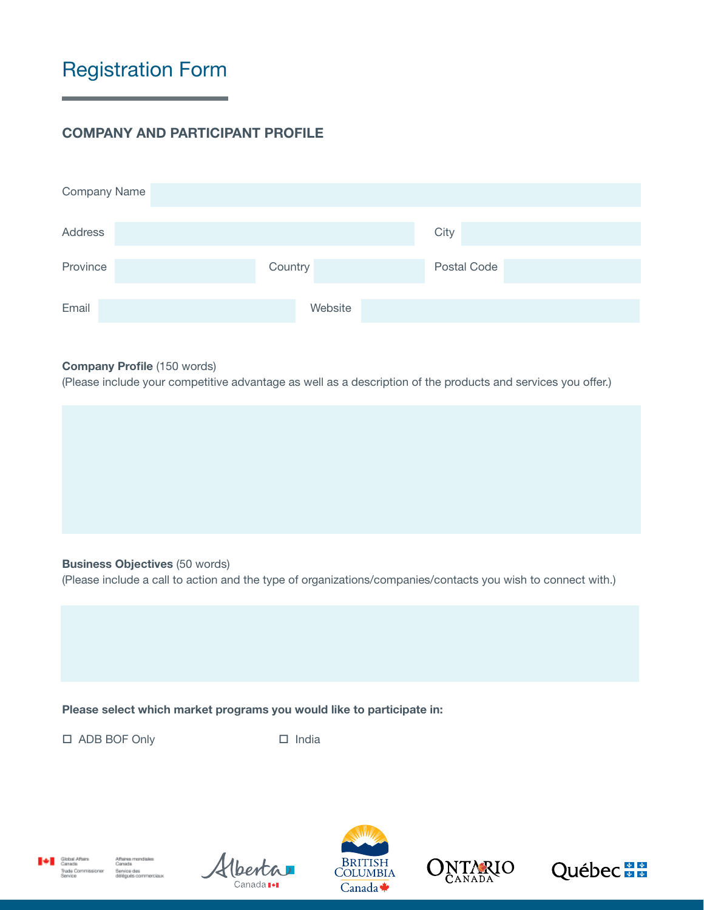# Registration Form

## COMPANY AND PARTICIPANT PROFILE

Company Name

Address

City

Province

Country

Postal Code

Email

Website

**Company Profile** (150 words)
(Please include your competitive advantage as well as a description of the products and services you offer.)

**Business Objectives** (50 words)
(Please include a call to action and the type of organizations/companies/contacts you wish to connect with.)

**Please select which market programs you would like to participate in:**

- ☐ ADB BOF Only
- ☐ India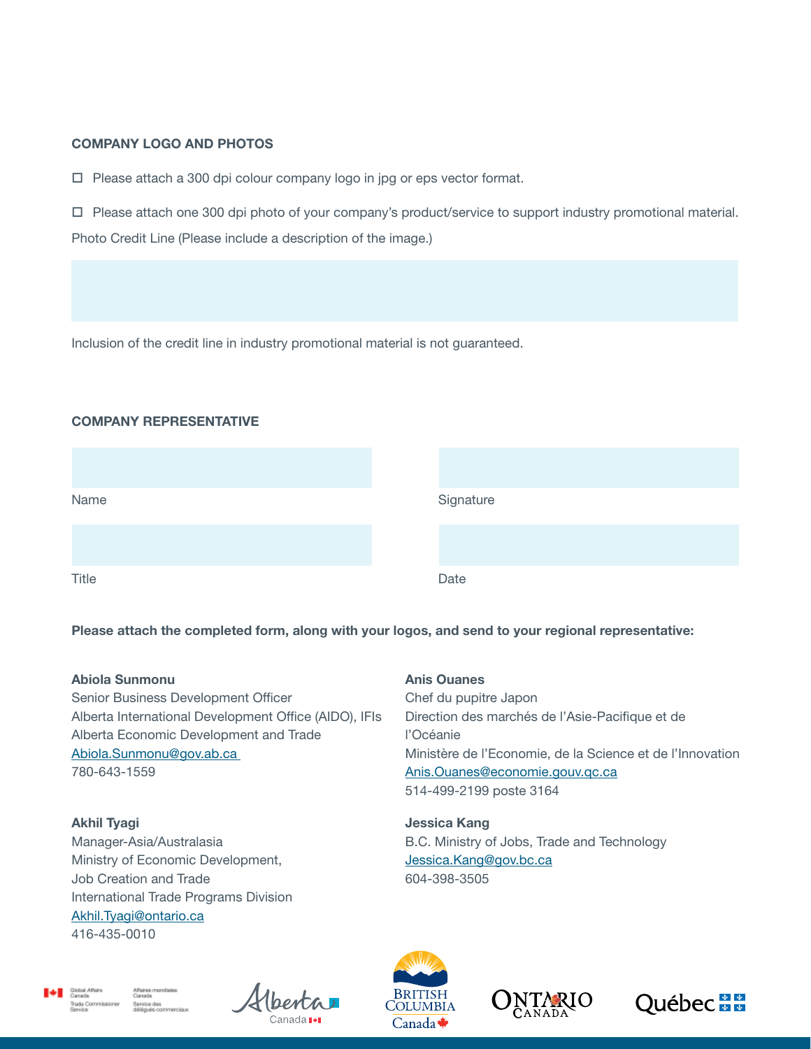## COMPANY LOGO AND PHOTOS

☐ Please attach a 300 dpi colour company logo in jpg or eps vector format.

☐ Please attach one 300 dpi photo of your company's product/service to support industry promotional material.

Photo Credit Line (Please include a description of the image.)

Inclusion of the credit line in industry promotional material is not guaranteed.

## COMPANY REPRESENTATIVE

| | |
|---|---|
| Name | Signature |
| Title | Date |

**Please attach the completed form, along with your logos, and send to your regional representative:**

**Abiola Sunmonu**
Senior Business Development Officer
Alberta International Development Office (AIDO), IFIs
Alberta Economic Development and Trade
Abiola.Sunmonu@gov.ab.ca
780-643-1559

**Akhil Tyagi**
Manager-Asia/Australasia
Ministry of Economic Development,
Job Creation and Trade
International Trade Programs Division
Akhil.Tyagi@ontario.ca
416-435-0010

**Anis Ouanes**
Chef du pupitre Japon
Direction des marchés de l'Asie-Pacifique et de l'Océanie
Ministère de l'Economie, de la Science et de l'Innovation
Anis.Ouanes@economie.gouv.qc.ca
514-499-2199 poste 3164

**Jessica Kang**
B.C. Ministry of Jobs, Trade and Technology
Jessica.Kang@gov.bc.ca
604-398-3505